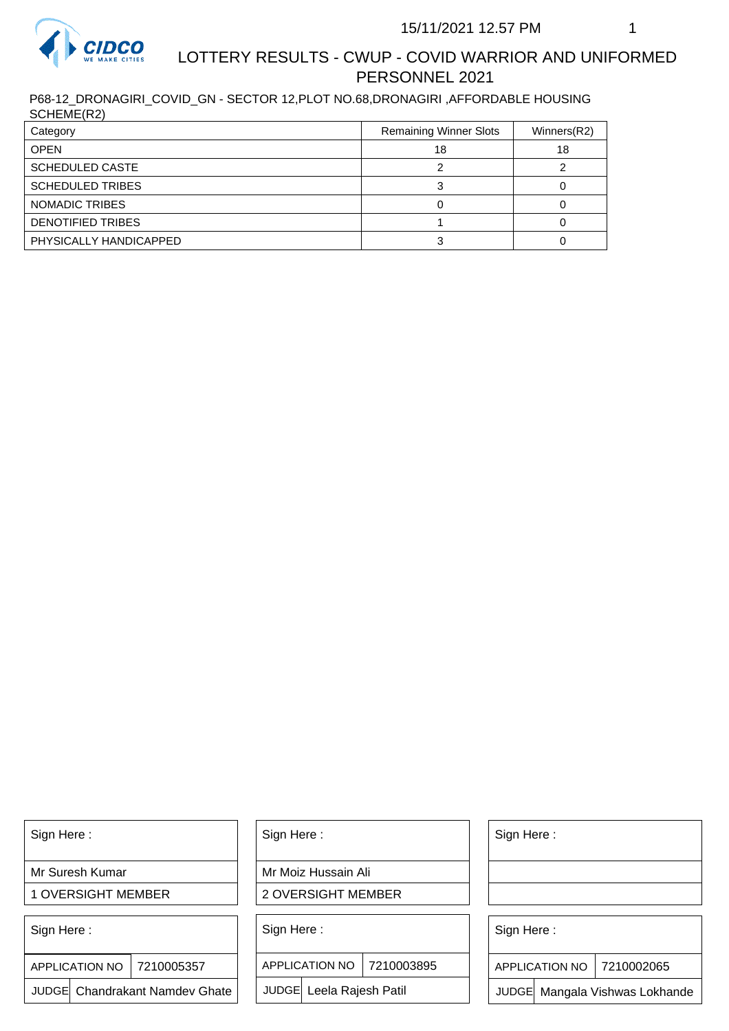# LOTTERY RESULTS - CWUP - COVID WARRIOR AND UNIFORMED PERSONNEL 2021

P68-12_DRONAGIRI_COVID_GN - SECTOR 12,PLOT NO.68,DRONAGIRI ,AFFORDABLE HOUSING SCHEME(R2)

| Category | Remaining Winner Slots | Winners(R2) |
|---|---|---|
| OPEN | 18 | 18 |
| SCHEDULED CASTE | 2 | 2 |
| SCHEDULED TRIBES | 3 | 0 |
| NOMADIC TRIBES | 0 | 0 |
| DENOTIFIED TRIBES | 1 | 0 |
| PHYSICALLY HANDICAPPED | 3 | 0 |

| Sign Here : | Sign Here : | Sign Here : |
|---|---|---|
| Mr Suresh Kumar | Mr Moiz Hussain Ali | |
| 1 OVERSIGHT MEMBER | 2 OVERSIGHT MEMBER | |

| Sign Here : | | Sign Here : | | Sign Here : | |
|---|---|---|---|---|---|
| APPLICATION NO | 7210005357 | APPLICATION NO | 7210003895 | APPLICATION NO | 7210002065 |
| JUDGE | Chandrakant Namdev Ghate | JUDGE | Leela Rajesh Patil | JUDGE | Mangala Vishwas Lokhande |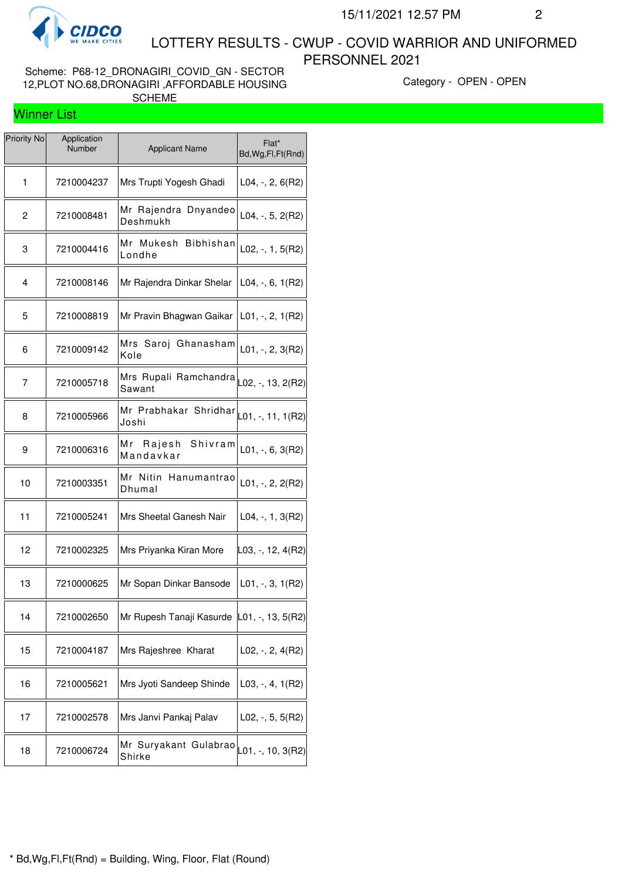# LOTTERY RESULTS - CWUP - COVID WARRIOR AND UNIFORMED PERSONNEL 2021

Scheme: P68-12_DRONAGIRI_COVID_GN - SECTOR 12,PLOT NO.68,DRONAGIRI ,AFFORDABLE HOUSING SCHEME

Category - OPEN - OPEN

## Winner List

| Priority No | Application Number | Applicant Name | Flat* Bd,Wg,Fl,Ft(Rnd) |
|---|---|---|---|
| 1 | 7210004237 | Mrs Trupti Yogesh Ghadi | L04, -, 2, 6(R2) |
| 2 | 7210008481 | Mr Rajendra Dnyandeo Deshmukh | L04, -, 5, 2(R2) |
| 3 | 7210004416 | Mr Mukesh Bibhishan Londhe | L02, -, 1, 5(R2) |
| 4 | 7210008146 | Mr Rajendra Dinkar Shelar | L04, -, 6, 1(R2) |
| 5 | 7210008819 | Mr Pravin Bhagwan Gaikar | L01, -, 2, 1(R2) |
| 6 | 7210009142 | Mrs Saroj Ghanasham Kole | L01, -, 2, 3(R2) |
| 7 | 7210005718 | Mrs Rupali Ramchandra Sawant | L02, -, 13, 2(R2) |
| 8 | 7210005966 | Mr Prabhakar Shridhar Joshi | L01, -, 11, 1(R2) |
| 9 | 7210006316 | Mr Rajesh Shivram Mandavkar | L01, -, 6, 3(R2) |
| 10 | 7210003351 | Mr Nitin Hanumantrao Dhumal | L01, -, 2, 2(R2) |
| 11 | 7210005241 | Mrs Sheetal Ganesh Nair | L04, -, 1, 3(R2) |
| 12 | 7210002325 | Mrs Priyanka Kiran More | L03, -, 12, 4(R2) |
| 13 | 7210000625 | Mr Sopan Dinkar Bansode | L01, -, 3, 1(R2) |
| 14 | 7210002650 | Mr Rupesh Tanaji Kasurde | L01, -, 13, 5(R2) |
| 15 | 7210004187 | Mrs Rajeshree Kharat | L02, -, 2, 4(R2) |
| 16 | 7210005621 | Mrs Jyoti Sandeep Shinde | L03, -, 4, 1(R2) |
| 17 | 7210002578 | Mrs Janvi Pankaj Palav | L02, -, 5, 5(R2) |
| 18 | 7210006724 | Mr Suryakant Gulabrao Shirke | L01, -, 10, 3(R2) |

* Bd,Wg,Fl,Ft(Rnd) = Building, Wing, Floor, Flat (Round)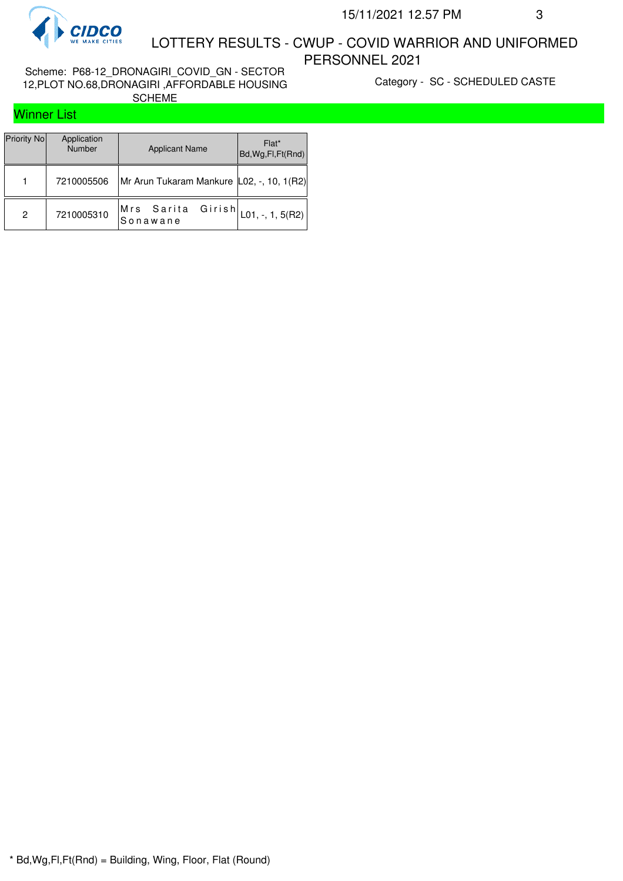# LOTTERY RESULTS - CWUP - COVID WARRIOR AND UNIFORMED PERSONNEL 2021

Scheme: P68-12_DRONAGIRI_COVID_GN - SECTOR 12,PLOT NO.68,DRONAGIRI ,AFFORDABLE HOUSING SCHEME

Category - SC - SCHEDULED CASTE

## Winner List

| Priority No | Application Number | Applicant Name | Flat* Bd,Wg,Fl,Ft(Rnd) |
|---|---|---|---|
| 1 | 7210005506 | Mr Arun Tukaram Mankure | L02, -, 10, 1(R2) |
| 2 | 7210005310 | Mrs Sarita Girish Sonawane | L01, -, 1, 5(R2) |

* Bd,Wg,Fl,Ft(Rnd) = Building, Wing, Floor, Flat (Round)